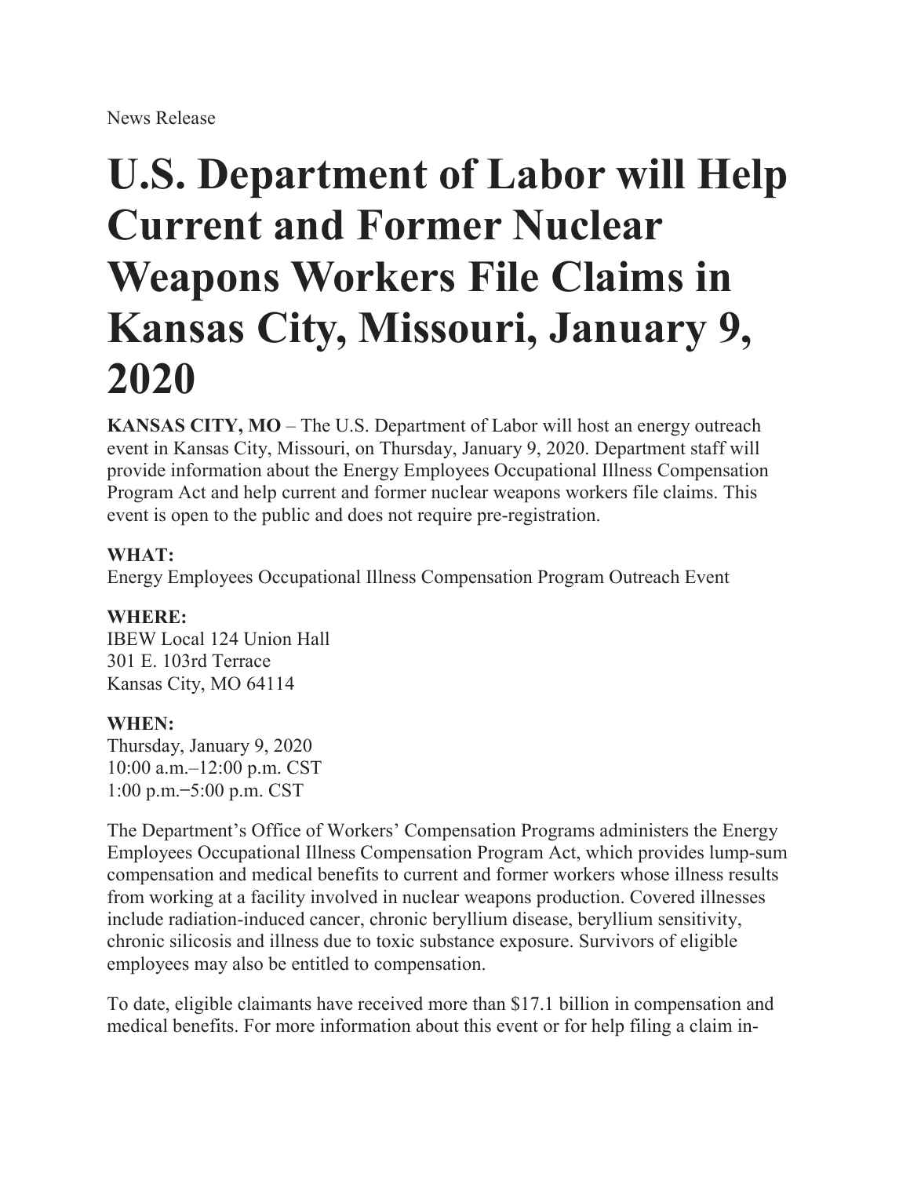News Release

# U.S. Department of Labor will Help Current and Former Nuclear Weapons Workers File Claims in Kansas City, Missouri, January 9, 2020

**KANSAS CITY, MO** – The U.S. Department of Labor will host an energy outreach event in Kansas City, Missouri, on Thursday, January 9, 2020. Department staff will provide information about the Energy Employees Occupational Illness Compensation Program Act and help current and former nuclear weapons workers file claims. This event is open to the public and does not require pre-registration.

**WHAT:**
Energy Employees Occupational Illness Compensation Program Outreach Event

**WHERE:**
IBEW Local 124 Union Hall
301 E. 103rd Terrace
Kansas City, MO 64114

**WHEN:**
Thursday, January 9, 2020
10:00 a.m.–12:00 p.m. CST
1:00 p.m.–5:00 p.m. CST

The Department's Office of Workers' Compensation Programs administers the Energy Employees Occupational Illness Compensation Program Act, which provides lump-sum compensation and medical benefits to current and former workers whose illness results from working at a facility involved in nuclear weapons production. Covered illnesses include radiation-induced cancer, chronic beryllium disease, beryllium sensitivity, chronic silicosis and illness due to toxic substance exposure. Survivors of eligible employees may also be entitled to compensation.

To date, eligible claimants have received more than $17.1 billion in compensation and medical benefits. For more information about this event or for help filing a claim in-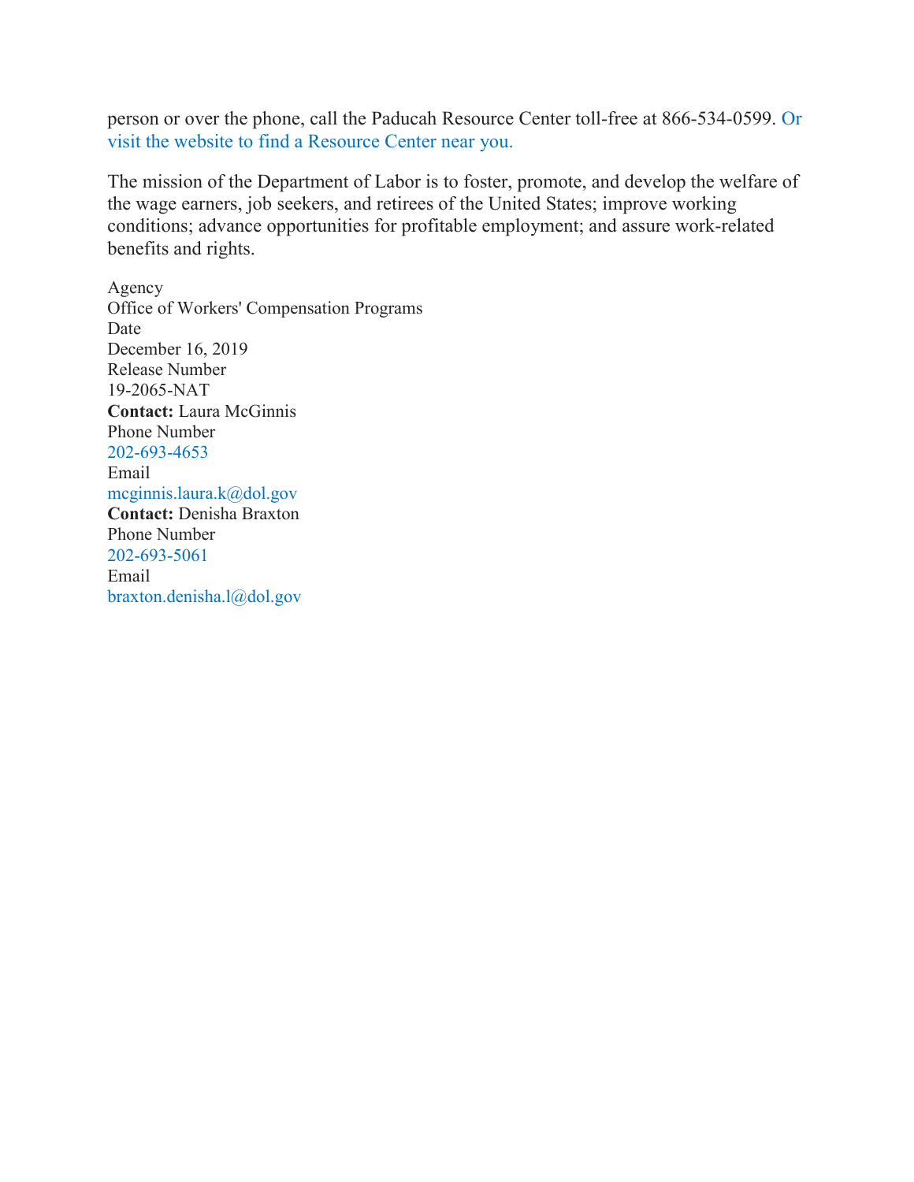person or over the phone, call the Paducah Resource Center toll-free at 866-534-0599. Or visit the website to find a Resource Center near you.

The mission of the Department of Labor is to foster, promote, and develop the welfare of the wage earners, job seekers, and retirees of the United States; improve working conditions; advance opportunities for profitable employment; and assure work-related benefits and rights.

Agency
Office of Workers' Compensation Programs
Date
December 16, 2019
Release Number
19-2065-NAT
**Contact:** Laura McGinnis
Phone Number
202-693-4653
Email
mcginnis.laura.k@dol.gov
**Contact:** Denisha Braxton
Phone Number
202-693-5061
Email
braxton.denisha.l@dol.gov